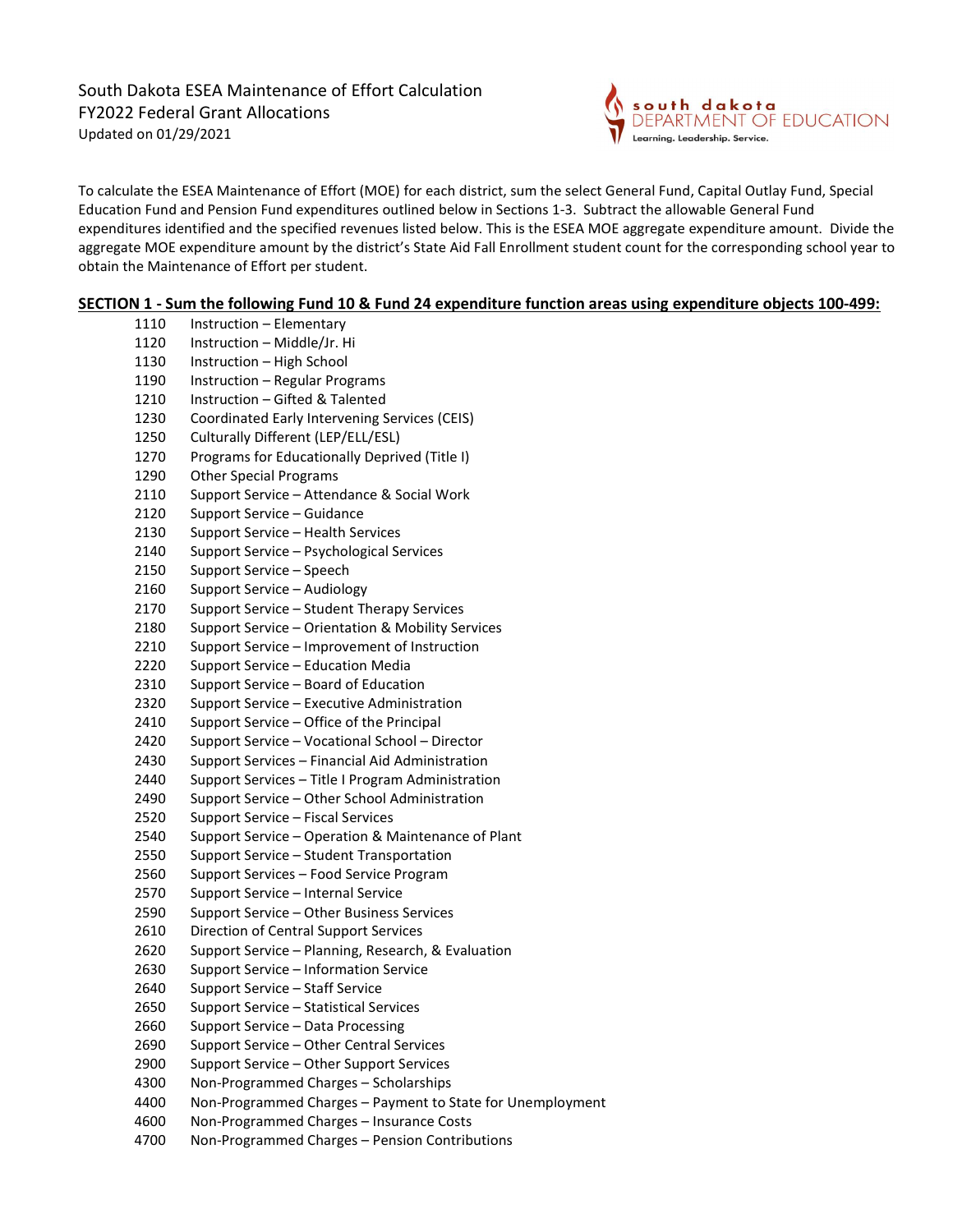South Dakota ESEA Maintenance of Effort Calculation
FY2022 Federal Grant Allocations
Updated on 01/29/2021

south dakota
DEPARTMENT OF EDUCATION
Learning. Leadership. Service.

To calculate the ESEA Maintenance of Effort (MOE) for each district, sum the select General Fund, Capital Outlay Fund, Special Education Fund and Pension Fund expenditures outlined below in Sections 1-3. Subtract the allowable General Fund expenditures identified and the specified revenues listed below. This is the ESEA MOE aggregate expenditure amount. Divide the aggregate MOE expenditure amount by the district's State Aid Fall Enrollment student count for the corresponding school year to obtain the Maintenance of Effort per student.

**SECTION 1 - Sum the following Fund 10 & Fund 24 expenditure function areas using expenditure objects 100-499:**

| | |
|---|---|
| 1110 | Instruction – Elementary |
| 1120 | Instruction – Middle/Jr. Hi |
| 1130 | Instruction – High School |
| 1190 | Instruction – Regular Programs |
| 1210 | Instruction – Gifted & Talented |
| 1230 | Coordinated Early Intervening Services (CEIS) |
| 1250 | Culturally Different (LEP/ELL/ESL) |
| 1270 | Programs for Educationally Deprived (Title I) |
| 1290 | Other Special Programs |
| 2110 | Support Service – Attendance & Social Work |
| 2120 | Support Service – Guidance |
| 2130 | Support Service – Health Services |
| 2140 | Support Service – Psychological Services |
| 2150 | Support Service – Speech |
| 2160 | Support Service – Audiology |
| 2170 | Support Service – Student Therapy Services |
| 2180 | Support Service – Orientation & Mobility Services |
| 2210 | Support Service – Improvement of Instruction |
| 2220 | Support Service – Education Media |
| 2310 | Support Service – Board of Education |
| 2320 | Support Service – Executive Administration |
| 2410 | Support Service – Office of the Principal |
| 2420 | Support Service – Vocational School – Director |
| 2430 | Support Services – Financial Aid Administration |
| 2440 | Support Services – Title I Program Administration |
| 2490 | Support Service – Other School Administration |
| 2520 | Support Service – Fiscal Services |
| 2540 | Support Service – Operation & Maintenance of Plant |
| 2550 | Support Service – Student Transportation |
| 2560 | Support Services – Food Service Program |
| 2570 | Support Service – Internal Service |
| 2590 | Support Service – Other Business Services |
| 2610 | Direction of Central Support Services |
| 2620 | Support Service – Planning, Research, & Evaluation |
| 2630 | Support Service – Information Service |
| 2640 | Support Service – Staff Service |
| 2650 | Support Service – Statistical Services |
| 2660 | Support Service – Data Processing |
| 2690 | Support Service – Other Central Services |
| 2900 | Support Service – Other Support Services |
| 4300 | Non-Programmed Charges – Scholarships |
| 4400 | Non-Programmed Charges – Payment to State for Unemployment |
| 4600 | Non-Programmed Charges – Insurance Costs |
| 4700 | Non-Programmed Charges – Pension Contributions |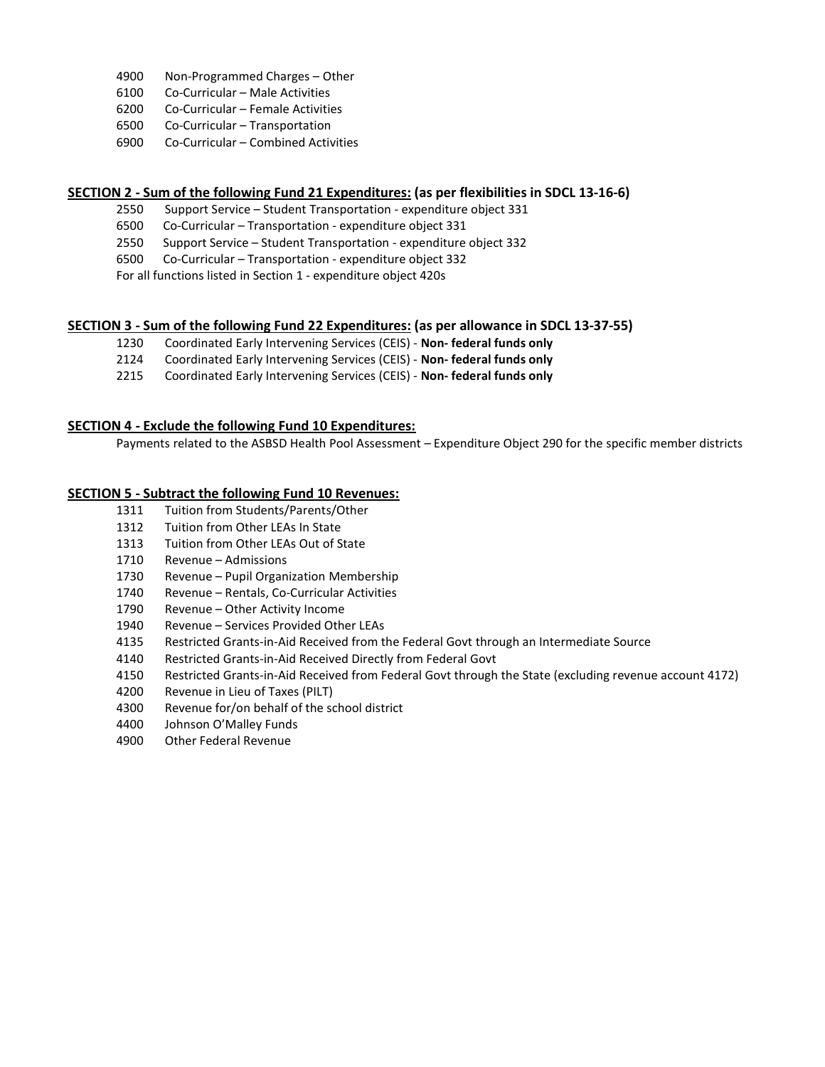4900 Non-Programmed Charges – Other
6100 Co-Curricular – Male Activities
6200 Co-Curricular – Female Activities
6500 Co-Curricular – Transportation
6900 Co-Curricular – Combined Activities

**<u>SECTION 2 - Sum of the following Fund 21 Expenditures:</u> (as per flexibilities in SDCL 13-16-6)**

2550 Support Service – Student Transportation - expenditure object 331
6500 Co-Curricular – Transportation - expenditure object 331
2550 Support Service – Student Transportation - expenditure object 332
6500 Co-Curricular – Transportation - expenditure object 332
For all functions listed in Section 1 - expenditure object 420s

**<u>SECTION 3 - Sum of the following Fund 22 Expenditures:</u> (as per allowance in SDCL 13-37-55)**

1230 Coordinated Early Intervening Services (CEIS) - **Non- federal funds only**
2124 Coordinated Early Intervening Services (CEIS) - **Non- federal funds only**
2215 Coordinated Early Intervening Services (CEIS) - **Non- federal funds only**

**<u>SECTION 4 - Exclude the following Fund 10 Expenditures:</u>**

Payments related to the ASBSD Health Pool Assessment – Expenditure Object 290 for the specific member districts

**<u>SECTION 5 - Subtract the following Fund 10 Revenues:</u>**

1311 Tuition from Students/Parents/Other
1312 Tuition from Other LEAs In State
1313 Tuition from Other LEAs Out of State
1710 Revenue – Admissions
1730 Revenue – Pupil Organization Membership
1740 Revenue – Rentals, Co-Curricular Activities
1790 Revenue – Other Activity Income
1940 Revenue – Services Provided Other LEAs
4135 Restricted Grants-in-Aid Received from the Federal Govt through an Intermediate Source
4140 Restricted Grants-in-Aid Received Directly from Federal Govt
4150 Restricted Grants-in-Aid Received from Federal Govt through the State (excluding revenue account 4172)
4200 Revenue in Lieu of Taxes (PILT)
4300 Revenue for/on behalf of the school district
4400 Johnson O'Malley Funds
4900 Other Federal Revenue